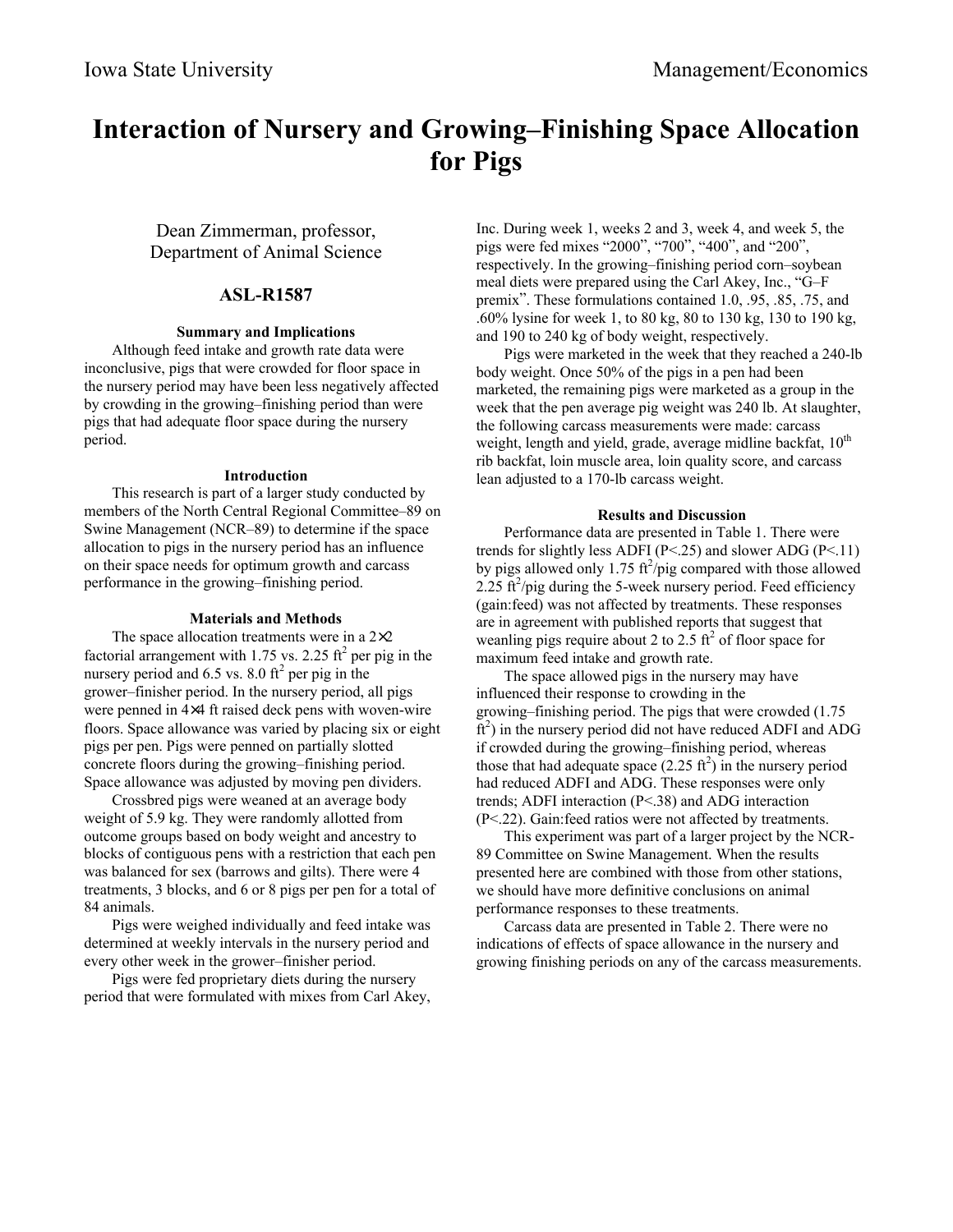# Interaction of Nursery and Growing–Finishing Space Allocation for Pigs

Dean Zimmerman, professor,
Department of Animal Science

## ASL-R1587

### Summary and Implications

Although feed intake and growth rate data were inconclusive, pigs that were crowded for floor space in the nursery period may have been less negatively affected by crowding in the growing–finishing period than were pigs that had adequate floor space during the nursery period.

### Introduction

This research is part of a larger study conducted by members of the North Central Regional Committee–89 on Swine Management (NCR–89) to determine if the space allocation to pigs in the nursery period has an influence on their space needs for optimum growth and carcass performance in the growing–finishing period.

### Materials and Methods

The space allocation treatments were in a 2×2 factorial arrangement with 1.75 vs. 2.25 $ft^2$ per pig in the nursery period and 6.5 vs. 8.0 $ft^2$ per pig in the grower–finisher period. In the nursery period, all pigs were penned in 4×4 ft raised deck pens with woven-wire floors. Space allowance was varied by placing six or eight pigs per pen. Pigs were penned on partially slotted concrete floors during the growing–finishing period. Space allowance was adjusted by moving pen dividers.

Crossbred pigs were weaned at an average body weight of 5.9 kg. They were randomly allotted from outcome groups based on body weight and ancestry to blocks of contiguous pens with a restriction that each pen was balanced for sex (barrows and gilts). There were 4 treatments, 3 blocks, and 6 or 8 pigs per pen for a total of 84 animals.

Pigs were weighed individually and feed intake was determined at weekly intervals in the nursery period and every other week in the grower–finisher period.

Pigs were fed proprietary diets during the nursery period that were formulated with mixes from Carl Akey, Inc. During week 1, weeks 2 and 3, week 4, and week 5, the pigs were fed mixes "2000", "700", "400", and "200", respectively. In the growing–finishing period corn–soybean meal diets were prepared using the Carl Akey, Inc., "G–F premix". These formulations contained 1.0, .95, .85, .75, and .60% lysine for week 1, to 80 kg, 80 to 130 kg, 130 to 190 kg, and 190 to 240 kg of body weight, respectively.

Pigs were marketed in the week that they reached a 240-lb body weight. Once 50% of the pigs in a pen had been marketed, the remaining pigs were marketed as a group in the week that the pen average pig weight was 240 lb. At slaughter, the following carcass measurements were made: carcass weight, length and yield, grade, average midline backfat, 10th rib backfat, loin muscle area, loin quality score, and carcass lean adjusted to a 170-lb carcass weight.

### Results and Discussion

Performance data are presented in Table 1. There were trends for slightly less ADFI ($P<.25$) and slower ADG ($P<.11$) by pigs allowed only 1.75 $ft^2$/pig compared with those allowed 2.25 $ft^2$/pig during the 5-week nursery period. Feed efficiency (gain:feed) was not affected by treatments. These responses are in agreement with published reports that suggest that weanling pigs require about 2 to 2.5 $ft^2$ of floor space for maximum feed intake and growth rate.

The space allowed pigs in the nursery may have influenced their response to crowding in the growing–finishing period. The pigs that were crowded (1.75 $ft^2$) in the nursery period did not have reduced ADFI and ADG if crowded during the growing–finishing period, whereas those that had adequate space (2.25 $ft^2$) in the nursery period had reduced ADFI and ADG. These responses were only trends; ADFI interaction ($P<.38$) and ADG interaction ($P<.22$). Gain:feed ratios were not affected by treatments.

This experiment was part of a larger project by the NCR-89 Committee on Swine Management. When the results presented here are combined with those from other stations, we should have more definitive conclusions on animal performance responses to these treatments.

Carcass data are presented in Table 2. There were no indications of effects of space allowance in the nursery and growing finishing periods on any of the carcass measurements.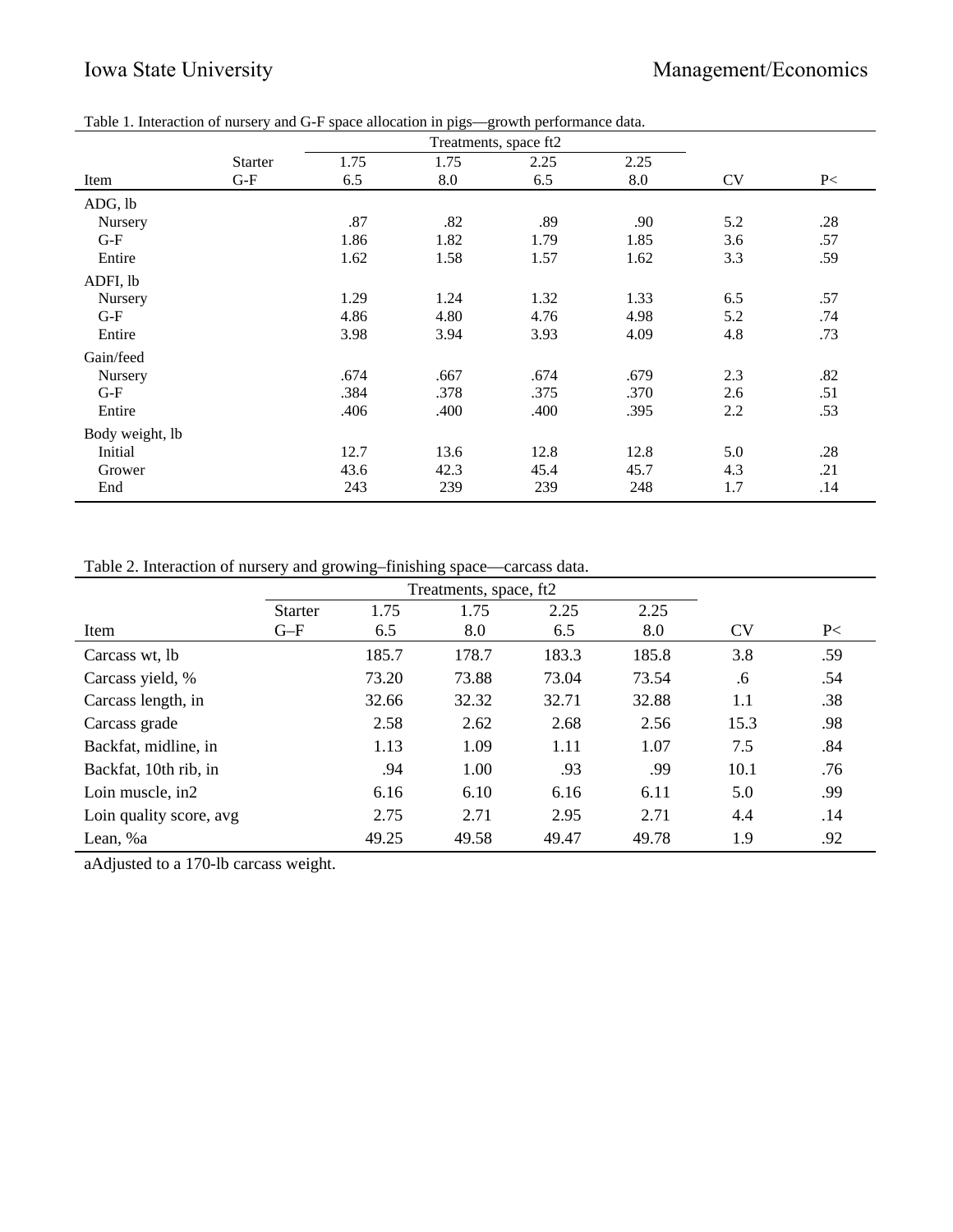Table 1. Interaction of nursery and G-F space allocation in pigs—growth performance data.

| | | Treatments, space ft2 | | | | | |
|---|---|---|---|---|---|---|---|
| | Starter | 1.75 | 1.75 | 2.25 | 2.25 | | |
| Item | G-F | 6.5 | 8.0 | 6.5 | 8.0 | CV | P< |
| ADG, lb | | | | | | | |
| Nursery | | .87 | .82 | .89 | .90 | 5.2 | .28 |
| G-F | | 1.86 | 1.82 | 1.79 | 1.85 | 3.6 | .57 |
| Entire | | 1.62 | 1.58 | 1.57 | 1.62 | 3.3 | .59 |
| ADFI, lb | | | | | | | |
| Nursery | | 1.29 | 1.24 | 1.32 | 1.33 | 6.5 | .57 |
| G-F | | 4.86 | 4.80 | 4.76 | 4.98 | 5.2 | .74 |
| Entire | | 3.98 | 3.94 | 3.93 | 4.09 | 4.8 | .73 |
| Gain/feed | | | | | | | |
| Nursery | | .674 | .667 | .674 | .679 | 2.3 | .82 |
| G-F | | .384 | .378 | .375 | .370 | 2.6 | .51 |
| Entire | | .406 | .400 | .400 | .395 | 2.2 | .53 |
| Body weight, lb | | | | | | | |
| Initial | | 12.7 | 13.6 | 12.8 | 12.8 | 5.0 | .28 |
| Grower | | 43.6 | 42.3 | 45.4 | 45.7 | 4.3 | .21 |
| End | | 243 | 239 | 239 | 248 | 1.7 | .14 |

Table 2. Interaction of nursery and growing–finishing space—carcass data.

| | Treatments, space, ft2 | | | | | | |
|---|---|---|---|---|---|---|---|
| | Starter | 1.75 | 1.75 | 2.25 | 2.25 | | |
| Item | G–F | 6.5 | 8.0 | 6.5 | 8.0 | CV | P< |
| Carcass wt, lb | | 185.7 | 178.7 | 183.3 | 185.8 | 3.8 | .59 |
| Carcass yield, % | | 73.20 | 73.88 | 73.04 | 73.54 | .6 | .54 |
| Carcass length, in | | 32.66 | 32.32 | 32.71 | 32.88 | 1.1 | .38 |
| Carcass grade | | 2.58 | 2.62 | 2.68 | 2.56 | 15.3 | .98 |
| Backfat, midline, in | | 1.13 | 1.09 | 1.11 | 1.07 | 7.5 | .84 |
| Backfat, 10th rib, in | | .94 | 1.00 | .93 | .99 | 10.1 | .76 |
| Loin muscle, in2 | | 6.16 | 6.10 | 6.16 | 6.11 | 5.0 | .99 |
| Loin quality score, avg | | 2.75 | 2.71 | 2.95 | 2.71 | 4.4 | .14 |
| Lean, %[a] | | 49.25 | 49.58 | 49.47 | 49.78 | 1.9 | .92 |

[a]Adjusted to a 170-lb carcass weight.